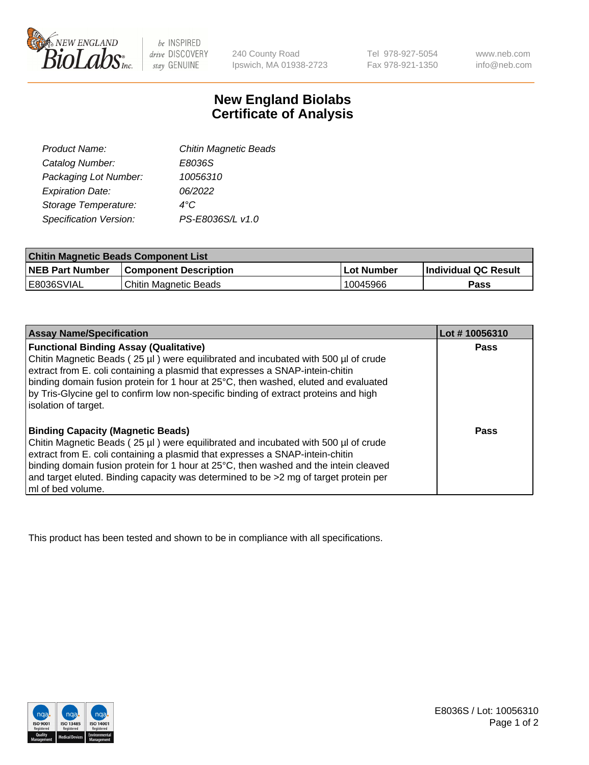# New England Biolabs Certificate of Analysis

| | |
|---|---|
| *Product Name:* | *Chitin Magnetic Beads* |
| *Catalog Number:* | *E8036S* |
| *Packaging Lot Number:* | *10056310* |
| *Expiration Date:* | *06/2022* |
| *Storage Temperature:* | *4°C* |
| *Specification Version:* | *PS-E8036S/L v1.0* |

| Chitin Magnetic Beads Component List | | | |
|---|---|---|---|
| **NEB Part Number** | **Component Description** | **Lot Number** | **Individual QC Result** |
| E8036SVIAL | Chitin Magnetic Beads | 10045966 | **Pass** |

| Assay Name/Specification | Lot # 10056310 |
|---|---|
| **Functional Binding Assay (Qualitative)** Chitin Magnetic Beads ( 25 µl ) were equilibrated and incubated with 500 µl of crude extract from E. coli containing a plasmid that expresses a SNAP-intein-chitin binding domain fusion protein for 1 hour at 25°C, then washed, eluted and evaluated by Tris-Glycine gel to confirm low non-specific binding of extract proteins and high isolation of target. | **Pass** |
| **Binding Capacity (Magnetic Beads)** Chitin Magnetic Beads ( 25 µl ) were equilibrated and incubated with 500 µl of crude extract from E. coli containing a plasmid that expresses a SNAP-intein-chitin binding domain fusion protein for 1 hour at 25°C, then washed and the intein cleaved and target eluted. Binding capacity was determined to be >2 mg of target protein per ml of bed volume. | **Pass** |

This product has been tested and shown to be in compliance with all specifications.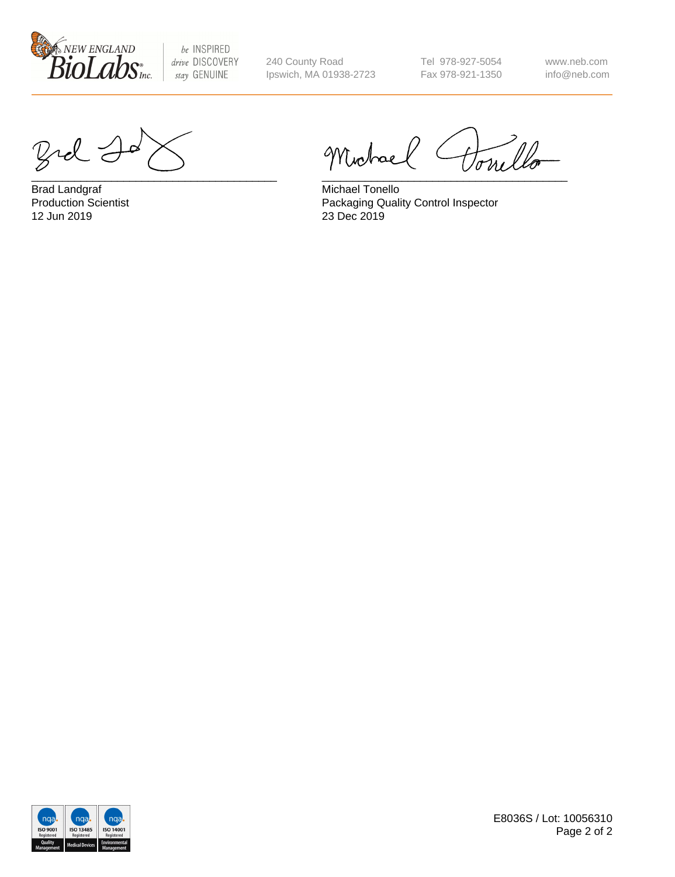Brad Landgraf
Production Scientist
12 Jun 2019

Michael Tonello
Packaging Quality Control Inspector
23 Dec 2019

E8036S / Lot: 10056310